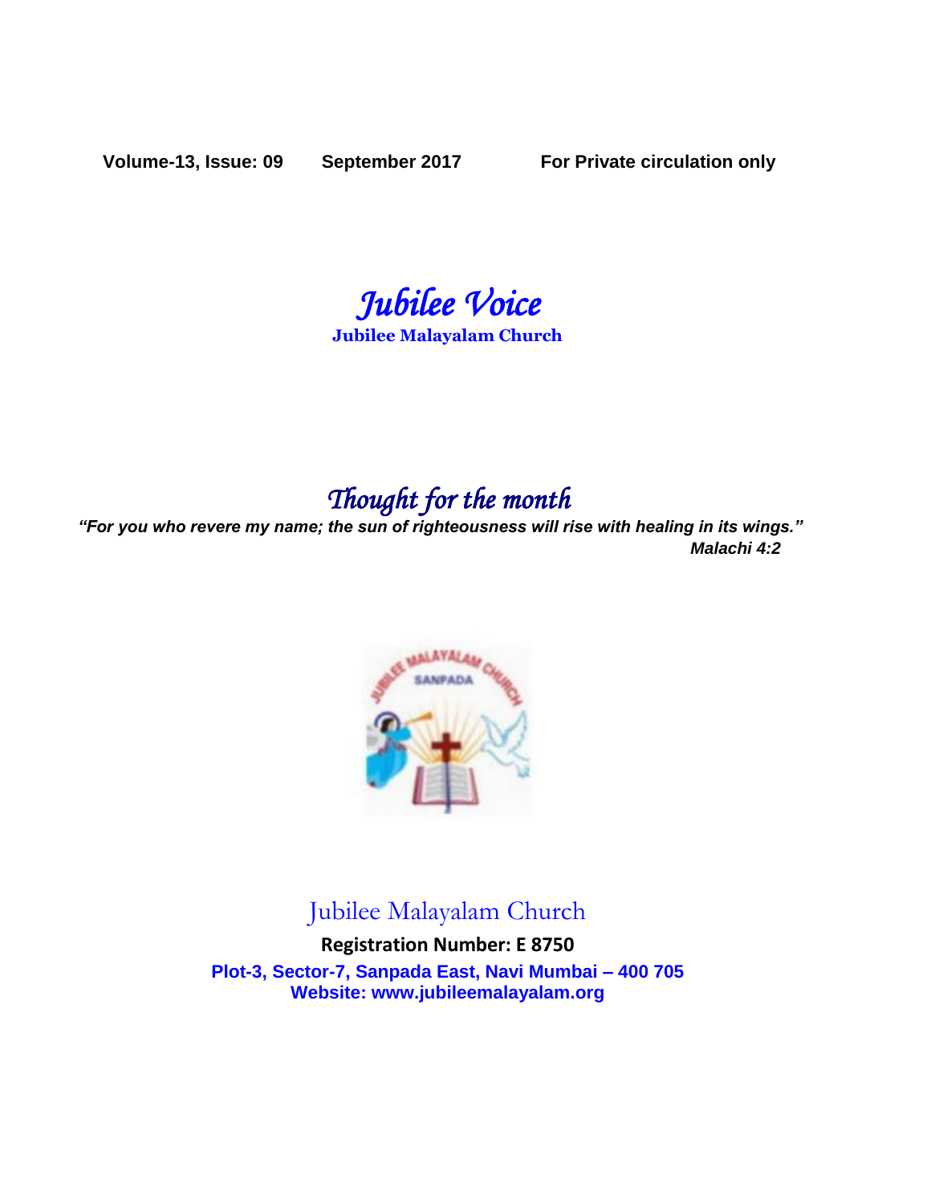**Volume-13, Issue: 09 September 2017 For Private circulation only**

# *Jubilee Voice*

**Jubilee Malayalam Church**

## *Thought for the month*

***"For you who revere my name; the sun of righteousness will rise with healing in its wings."***

***Malachi 4:2***

Jubilee Malayalam Church

**Registration Number: E 8750**

**Plot-3, Sector-7, Sanpada East, Navi Mumbai – 400 705**

**Website: www.jubileemalayalam.org**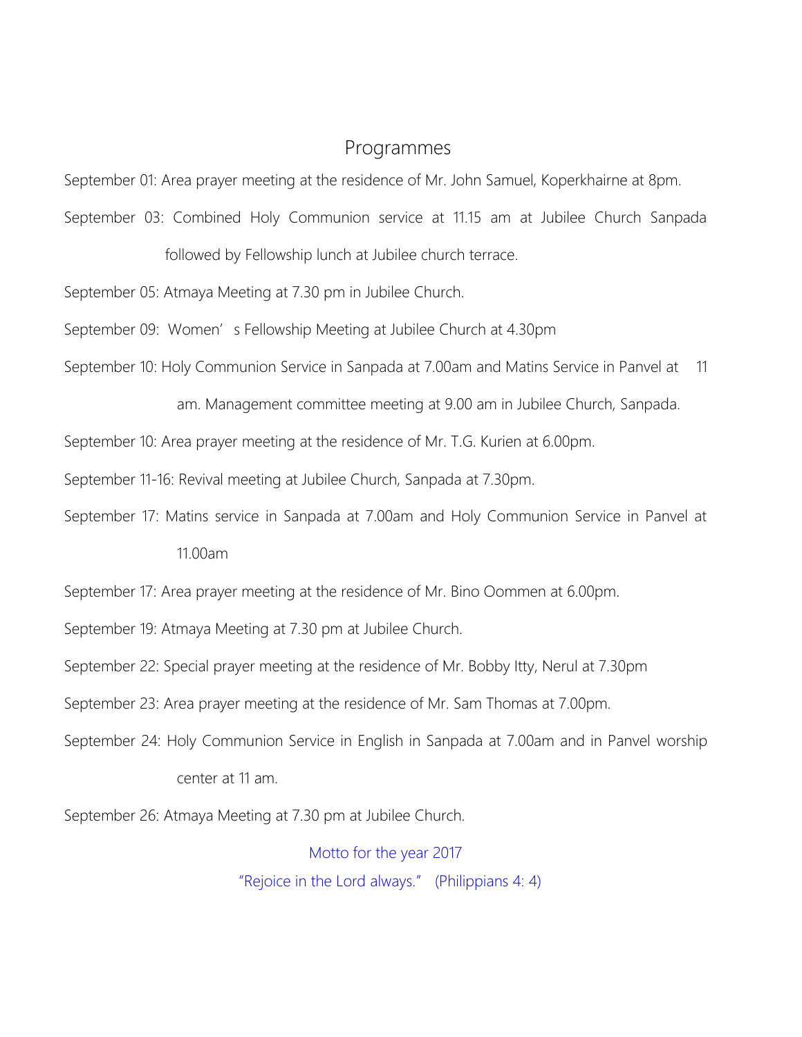## Programmes

September 01: Area prayer meeting at the residence of Mr. John Samuel, Koperkhairne at 8pm.

September 03: Combined Holy Communion service at 11.15 am at Jubilee Church Sanpada followed by Fellowship lunch at Jubilee church terrace.

September 05: Atmaya Meeting at 7.30 pm in Jubilee Church.

September 09: Women's Fellowship Meeting at Jubilee Church at 4.30pm

September 10: Holy Communion Service in Sanpada at 7.00am and Matins Service in Panvel at 11 am. Management committee meeting at 9.00 am in Jubilee Church, Sanpada.

September 10: Area prayer meeting at the residence of Mr. T.G. Kurien at 6.00pm.

September 11-16: Revival meeting at Jubilee Church, Sanpada at 7.30pm.

September 17: Matins service in Sanpada at 7.00am and Holy Communion Service in Panvel at 11.00am

September 17: Area prayer meeting at the residence of Mr. Bino Oommen at 6.00pm.

September 19: Atmaya Meeting at 7.30 pm at Jubilee Church.

September 22: Special prayer meeting at the residence of Mr. Bobby Itty, Nerul at 7.30pm

September 23: Area prayer meeting at the residence of Mr. Sam Thomas at 7.00pm.

September 24: Holy Communion Service in English in Sanpada at 7.00am and in Panvel worship center at 11 am.

September 26: Atmaya Meeting at 7.30 pm at Jubilee Church.

Motto for the year 2017

"Rejoice in the Lord always." (Philippians 4: 4)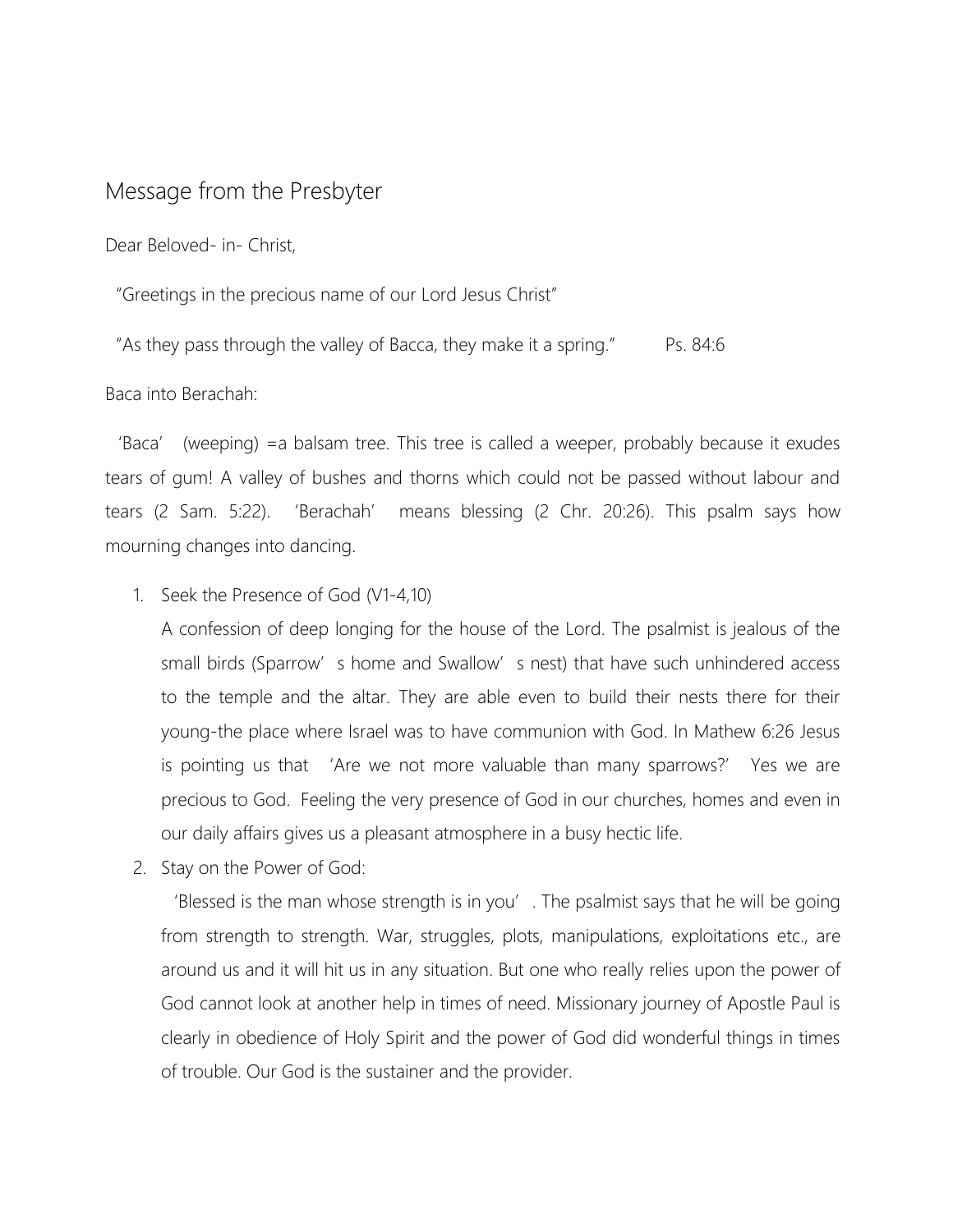# Message from the Presbyter

Dear Beloved- in- Christ,

"Greetings in the precious name of our Lord Jesus Christ"

"As they pass through the valley of Bacca, they make it a spring." Ps. 84:6

Baca into Berachah:

'Baca' (weeping) =a balsam tree. This tree is called a weeper, probably because it exudes tears of gum! A valley of bushes and thorns which could not be passed without labour and tears (2 Sam. 5:22). 'Berachah' means blessing (2 Chr. 20:26). This psalm says how mourning changes into dancing.

1. Seek the Presence of God (V1-4,10)
   A confession of deep longing for the house of the Lord. The psalmist is jealous of the small birds (Sparrow' s home and Swallow' s nest) that have such unhindered access to the temple and the altar. They are able even to build their nests there for their young-the place where Israel was to have communion with God. In Mathew 6:26 Jesus is pointing us that 'Are we not more valuable than many sparrows?' Yes we are precious to God. Feeling the very presence of God in our churches, homes and even in our daily affairs gives us a pleasant atmosphere in a busy hectic life.
2. Stay on the Power of God:
   'Blessed is the man whose strength is in you' . The psalmist says that he will be going from strength to strength. War, struggles, plots, manipulations, exploitations etc., are around us and it will hit us in any situation. But one who really relies upon the power of God cannot look at another help in times of need. Missionary journey of Apostle Paul is clearly in obedience of Holy Spirit and the power of God did wonderful things in times of trouble. Our God is the sustainer and the provider.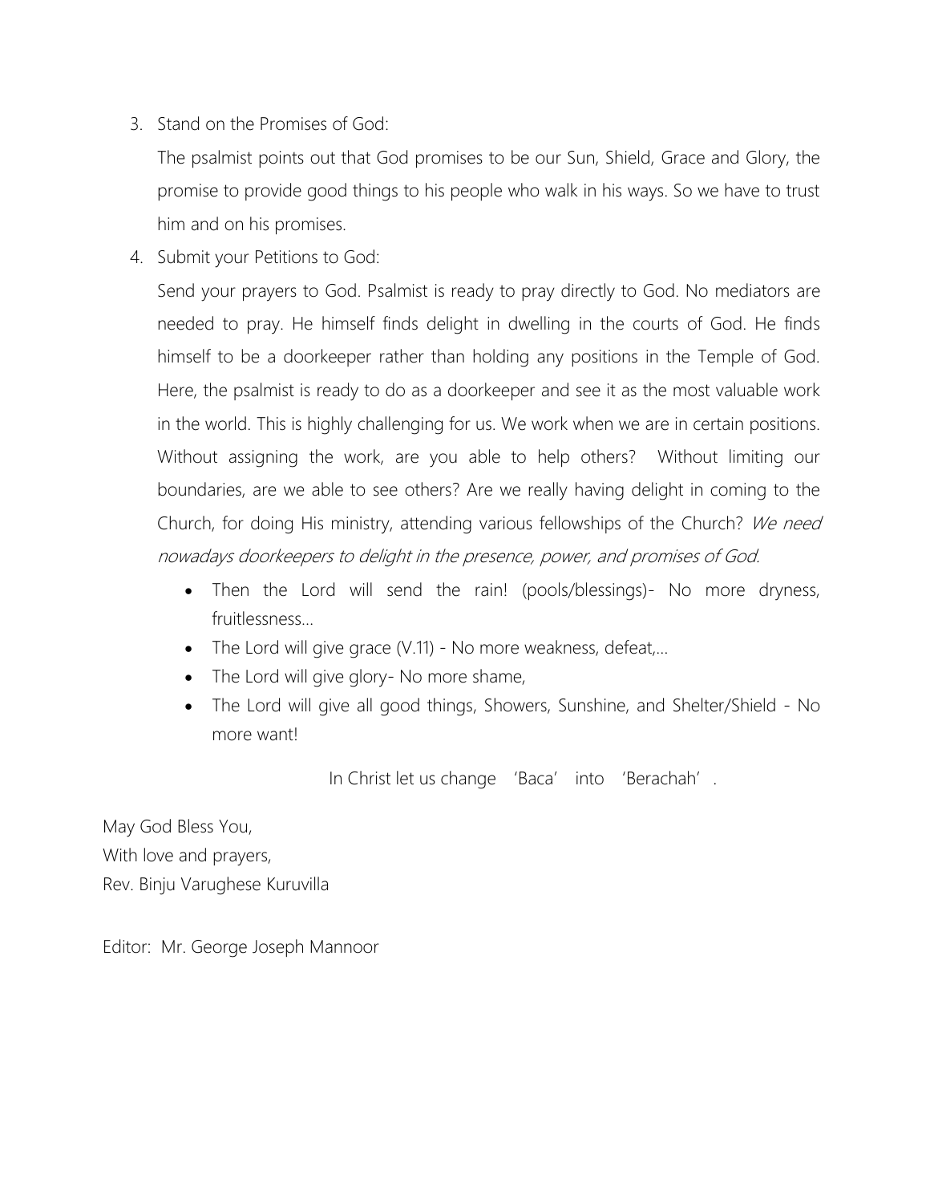3. Stand on the Promises of God:

   The psalmist points out that God promises to be our Sun, Shield, Grace and Glory, the promise to provide good things to his people who walk in his ways. So we have to trust him and on his promises.

4. Submit your Petitions to God:

   Send your prayers to God. Psalmist is ready to pray directly to God. No mediators are needed to pray. He himself finds delight in dwelling in the courts of God. He finds himself to be a doorkeeper rather than holding any positions in the Temple of God. Here, the psalmist is ready to do as a doorkeeper and see it as the most valuable work in the world. This is highly challenging for us. We work when we are in certain positions. Without assigning the work, are you able to help others? Without limiting our boundaries, are we able to see others? Are we really having delight in coming to the Church, for doing His ministry, attending various fellowships of the Church? *We need nowadays doorkeepers to delight in the presence, power, and promises of God.*

   - Then the Lord will send the rain! (pools/blessings)- No more dryness, fruitlessness…
   - The Lord will give grace (V.11) - No more weakness, defeat,…
   - The Lord will give glory- No more shame,
   - The Lord will give all good things, Showers, Sunshine, and Shelter/Shield - No more want!

In Christ let us change 'Baca' into 'Berachah'.

May God Bless You,
With love and prayers,
Rev. Binju Varughese Kuruvilla

Editor: Mr. George Joseph Mannoor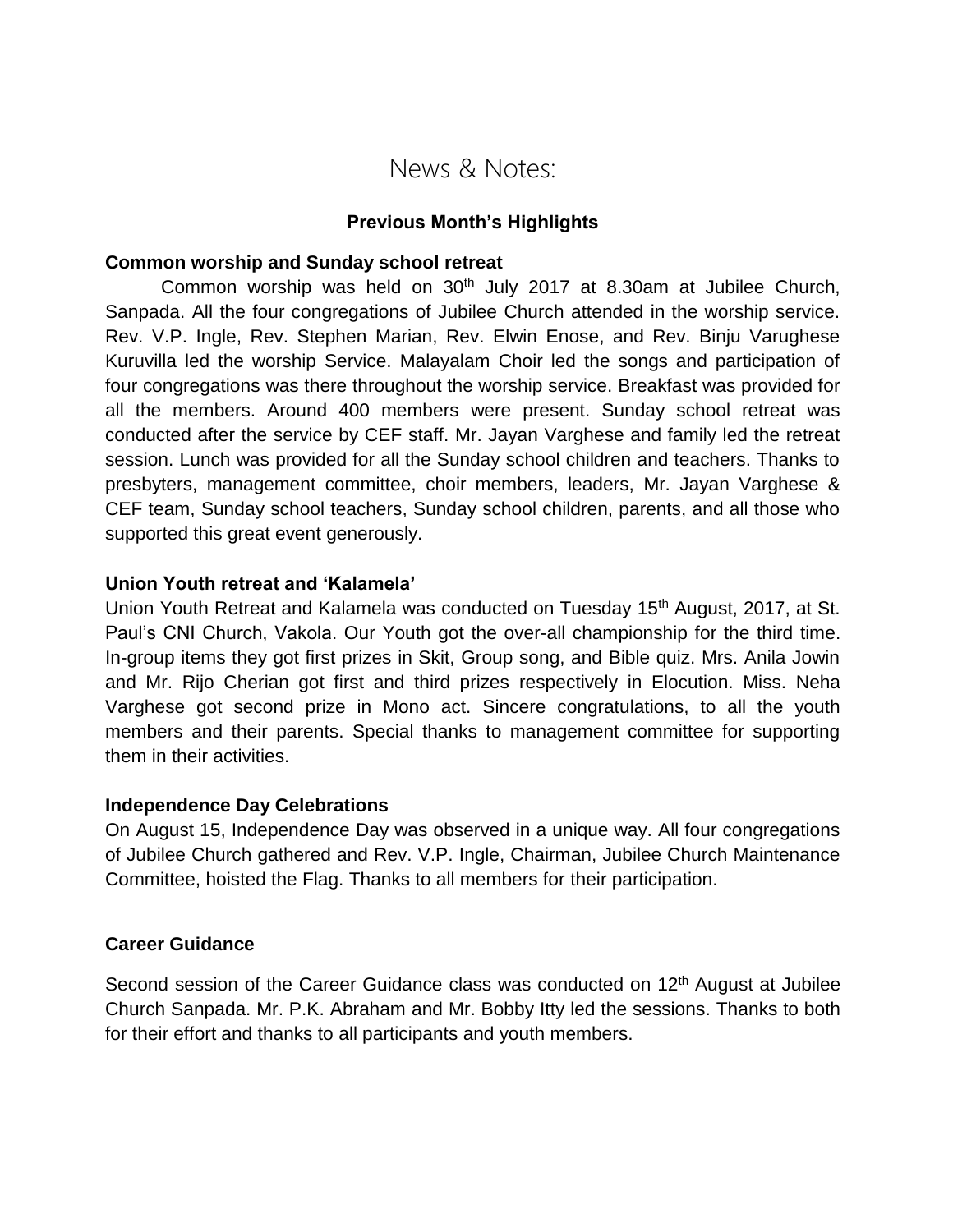# News & Notes:

## Previous Month's Highlights

**Common worship and Sunday school retreat**

Common worship was held on 30th July 2017 at 8.30am at Jubilee Church, Sanpada. All the four congregations of Jubilee Church attended in the worship service. Rev. V.P. Ingle, Rev. Stephen Marian, Rev. Elwin Enose, and Rev. Binju Varughese Kuruvilla led the worship Service. Malayalam Choir led the songs and participation of four congregations was there throughout the worship service. Breakfast was provided for all the members. Around 400 members were present. Sunday school retreat was conducted after the service by CEF staff. Mr. Jayan Varghese and family led the retreat session. Lunch was provided for all the Sunday school children and teachers. Thanks to presbyters, management committee, choir members, leaders, Mr. Jayan Varghese & CEF team, Sunday school teachers, Sunday school children, parents, and all those who supported this great event generously.

**Union Youth retreat and 'Kalamela'**

Union Youth Retreat and Kalamela was conducted on Tuesday 15th August, 2017, at St. Paul's CNI Church, Vakola. Our Youth got the over-all championship for the third time. In-group items they got first prizes in Skit, Group song, and Bible quiz. Mrs. Anila Jowin and Mr. Rijo Cherian got first and third prizes respectively in Elocution. Miss. Neha Varghese got second prize in Mono act. Sincere congratulations, to all the youth members and their parents. Special thanks to management committee for supporting them in their activities.

**Independence Day Celebrations**

On August 15, Independence Day was observed in a unique way. All four congregations of Jubilee Church gathered and Rev. V.P. Ingle, Chairman, Jubilee Church Maintenance Committee, hoisted the Flag. Thanks to all members for their participation.

**Career Guidance**

Second session of the Career Guidance class was conducted on 12th August at Jubilee Church Sanpada. Mr. P.K. Abraham and Mr. Bobby Itty led the sessions. Thanks to both for their effort and thanks to all participants and youth members.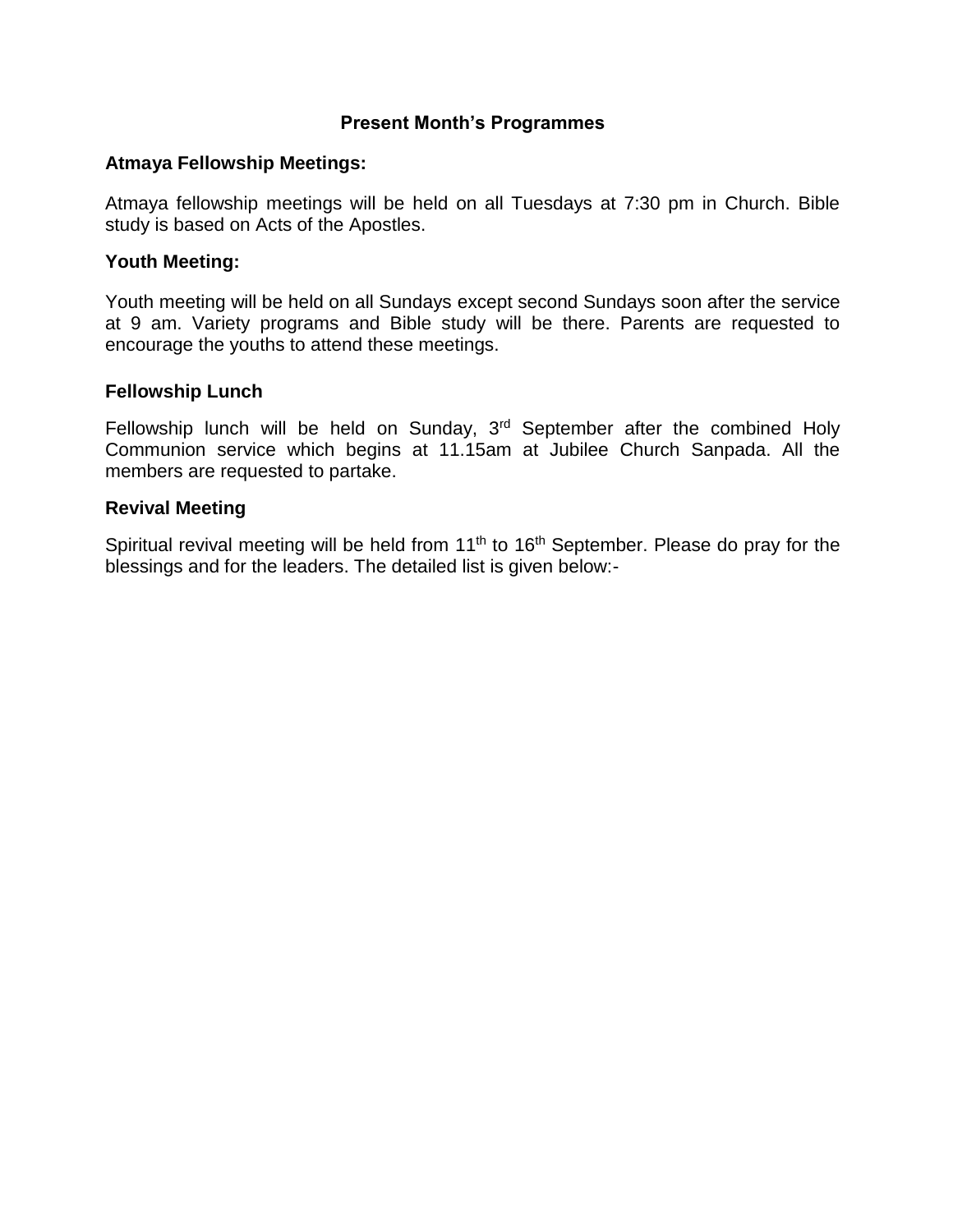## Present Month's Programmes

### Atmaya Fellowship Meetings:

Atmaya fellowship meetings will be held on all Tuesdays at 7:30 pm in Church. Bible study is based on Acts of the Apostles.

### Youth Meeting:

Youth meeting will be held on all Sundays except second Sundays soon after the service at 9 am. Variety programs and Bible study will be there. Parents are requested to encourage the youths to attend these meetings.

### Fellowship Lunch

Fellowship lunch will be held on Sunday, 3rd September after the combined Holy Communion service which begins at 11.15am at Jubilee Church Sanpada. All the members are requested to partake.

### Revival Meeting

Spiritual revival meeting will be held from 11th to 16th September. Please do pray for the blessings and for the leaders. The detailed list is given below:-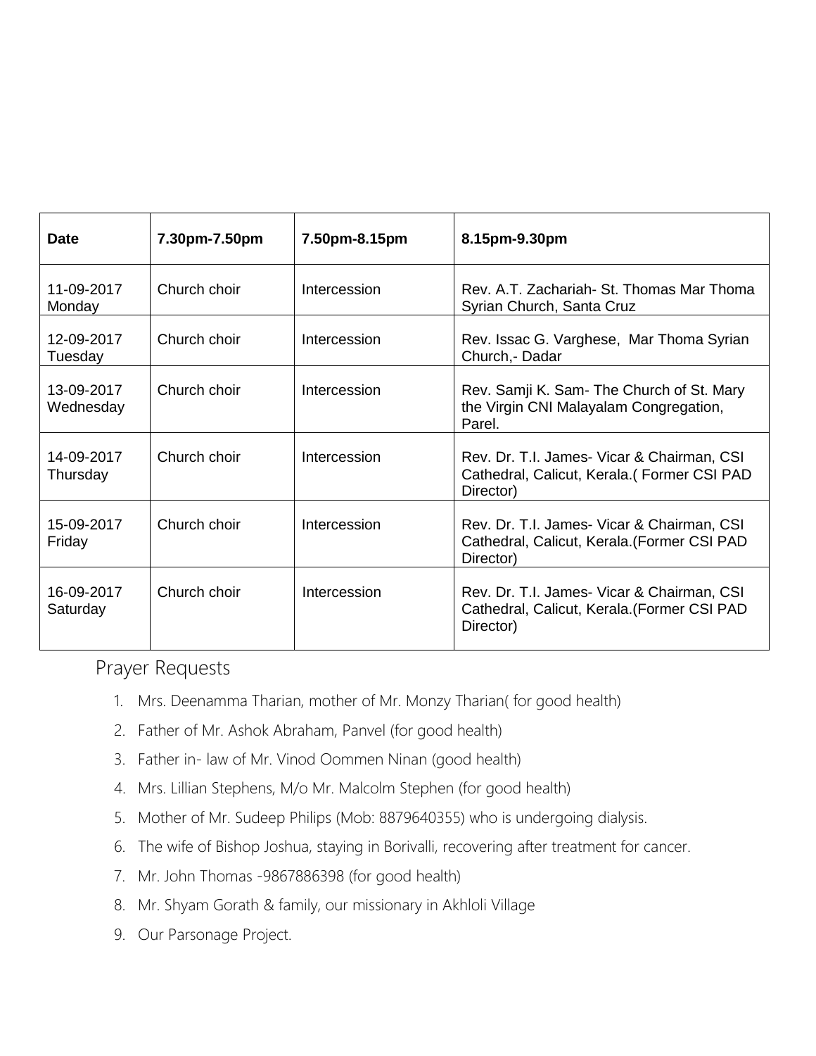| Date | 7.30pm-7.50pm | 7.50pm-8.15pm | 8.15pm-9.30pm |
|---|---|---|---|
| 11-09-2017 Monday | Church choir | Intercession | Rev. A.T. Zachariah- St. Thomas Mar Thoma Syrian Church, Santa Cruz |
| 12-09-2017 Tuesday | Church choir | Intercession | Rev. Issac G. Varghese, Mar Thoma Syrian Church,- Dadar |
| 13-09-2017 Wednesday | Church choir | Intercession | Rev. Samji K. Sam- The Church of St. Mary the Virgin CNI Malayalam Congregation, Parel. |
| 14-09-2017 Thursday | Church choir | Intercession | Rev. Dr. T.I. James- Vicar & Chairman, CSI Cathedral, Calicut, Kerala.( Former CSI PAD Director) |
| 15-09-2017 Friday | Church choir | Intercession | Rev. Dr. T.I. James- Vicar & Chairman, CSI Cathedral, Calicut, Kerala.(Former CSI PAD Director) |
| 16-09-2017 Saturday | Church choir | Intercession | Rev. Dr. T.I. James- Vicar & Chairman, CSI Cathedral, Calicut, Kerala.(Former CSI PAD Director) |

## Prayer Requests

1. Mrs. Deenamma Tharian, mother of Mr. Monzy Tharian( for good health)
2. Father of Mr. Ashok Abraham, Panvel (for good health)
3. Father in- law of Mr. Vinod Oommen Ninan (good health)
4. Mrs. Lillian Stephens, M/o Mr. Malcolm Stephen (for good health)
5. Mother of Mr. Sudeep Philips (Mob: 8879640355) who is undergoing dialysis.
6. The wife of Bishop Joshua, staying in Borivalli, recovering after treatment for cancer.
7. Mr. John Thomas -9867886398 (for good health)
8. Mr. Shyam Gorath & family, our missionary in Akhloli Village
9. Our Parsonage Project.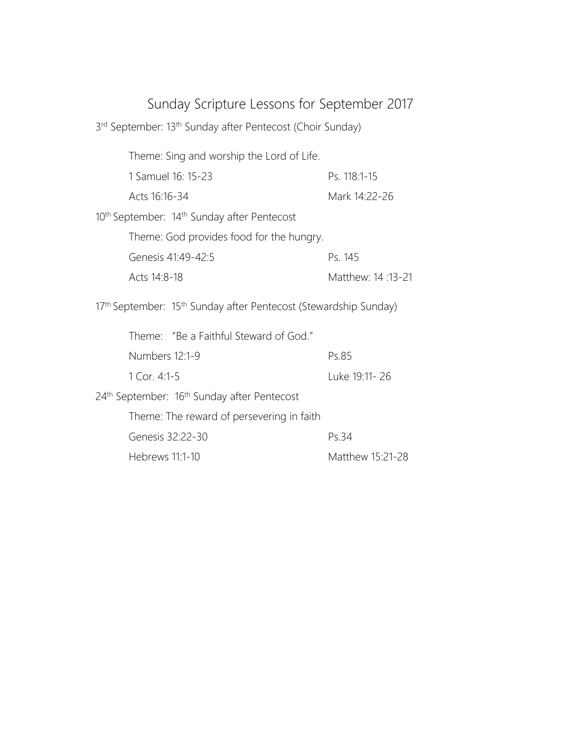# Sunday Scripture Lessons for September 2017

3rd September: 13th Sunday after Pentecost (Choir Sunday)

Theme: Sing and worship the Lord of Life.

| | |
|---|---|
| 1 Samuel 16: 15-23 | Ps. 118:1-15 |
| Acts 16:16-34 | Mark 14:22-26 |

10th September: 14th Sunday after Pentecost

Theme: God provides food for the hungry.

| | |
|---|---|
| Genesis 41:49-42:5 | Ps. 145 |
| Acts 14:8-18 | Matthew: 14 :13-21 |

17th September: 15th Sunday after Pentecost (Stewardship Sunday)

Theme: "Be a Faithful Steward of God."

| | |
|---|---|
| Numbers 12:1-9 | Ps.85 |
| 1 Cor. 4:1-5 | Luke 19:11- 26 |

24th September: 16th Sunday after Pentecost

Theme: The reward of persevering in faith

| | |
|---|---|
| Genesis 32:22-30 | Ps.34 |
| Hebrews 11:1-10 | Matthew 15:21-28 |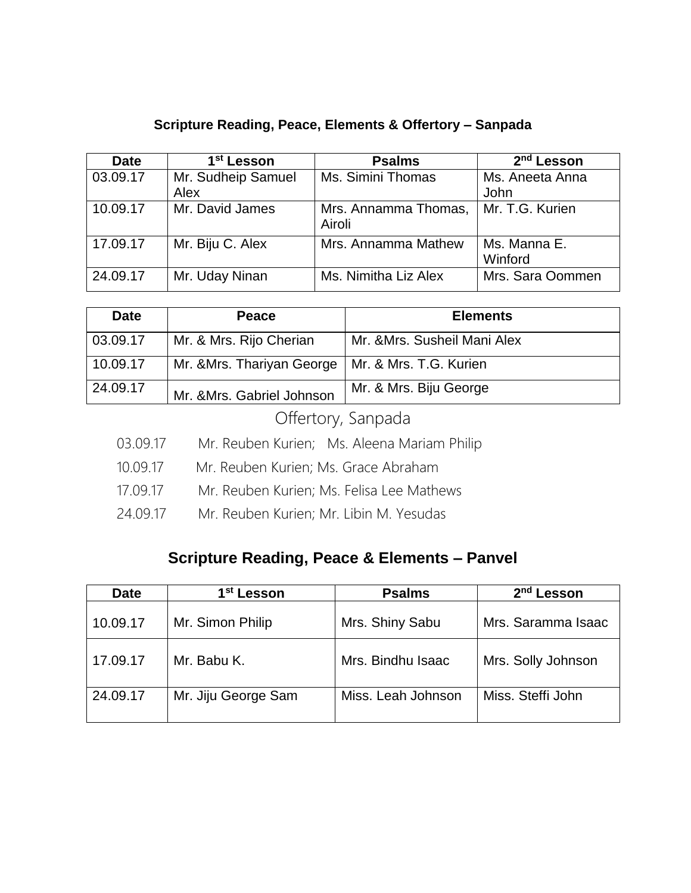## Scripture Reading, Peace, Elements & Offertory – Sanpada

| Date | 1st Lesson | Psalms | 2nd Lesson |
|---|---|---|---|
| 03.09.17 | Mr. Sudheip Samuel Alex | Ms. Simini Thomas | Ms. Aneeta Anna John |
| 10.09.17 | Mr. David James | Mrs. Annamma Thomas, Airoli | Mr. T.G. Kurien |
| 17.09.17 | Mr. Biju C. Alex | Mrs. Annamma Mathew | Ms. Manna E. Winford |
| 24.09.17 | Mr. Uday Ninan | Ms. Nimitha Liz Alex | Mrs. Sara Oommen |

| Date | Peace | Elements |
|---|---|---|
| 03.09.17 | Mr. & Mrs. Rijo Cherian | Mr. &Mrs. Susheil Mani Alex |
| 10.09.17 | Mr. &Mrs. Thariyan George | Mr. & Mrs. T.G. Kurien |
| 24.09.17 | Mr. &Mrs. Gabriel Johnson | Mr. & Mrs. Biju George |

### Offertory, Sanpada

03.09.17 Mr. Reuben Kurien; Ms. Aleena Mariam Philip

10.09.17 Mr. Reuben Kurien; Ms. Grace Abraham

17.09.17 Mr. Reuben Kurien; Ms. Felisa Lee Mathews

24.09.17 Mr. Reuben Kurien; Mr. Libin M. Yesudas

## Scripture Reading, Peace & Elements – Panvel

| Date | 1st Lesson | Psalms | 2nd Lesson |
|---|---|---|---|
| 10.09.17 | Mr. Simon Philip | Mrs. Shiny Sabu | Mrs. Saramma Isaac |
| 17.09.17 | Mr. Babu K. | Mrs. Bindhu Isaac | Mrs. Solly Johnson |
| 24.09.17 | Mr. Jiju George Sam | Miss. Leah Johnson | Miss. Steffi John |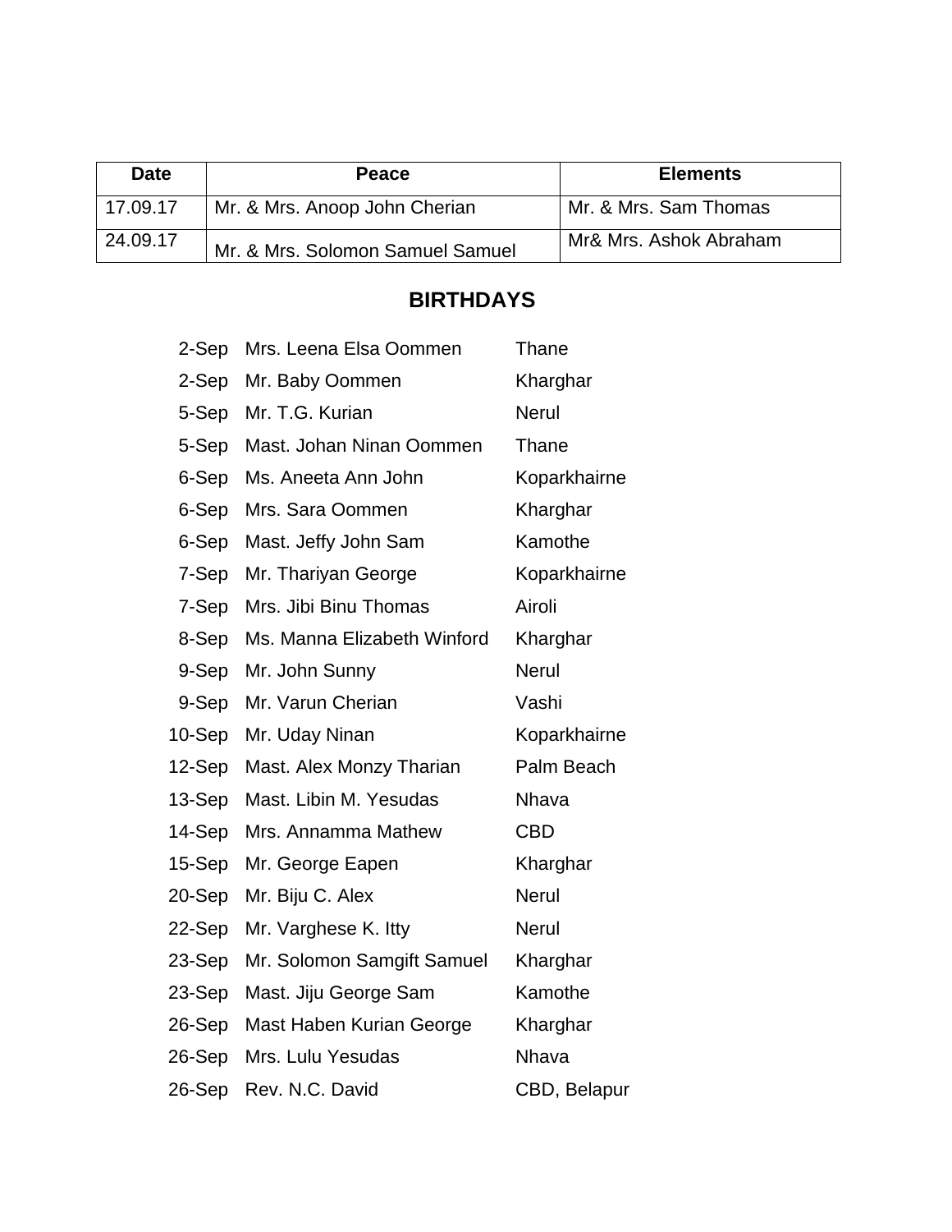| Date | Peace | Elements |
|---|---|---|
| 17.09.17 | Mr. & Mrs. Anoop John Cherian | Mr. & Mrs. Sam Thomas |
| 24.09.17 | Mr. & Mrs. Solomon Samuel Samuel | Mr& Mrs. Ashok Abraham |

## BIRTHDAYS

| | | |
|---|---|---|
| 2-Sep | Mrs. Leena Elsa Oommen | Thane |
| 2-Sep | Mr. Baby Oommen | Kharghar |
| 5-Sep | Mr. T.G. Kurian | Nerul |
| 5-Sep | Mast. Johan Ninan Oommen | Thane |
| 6-Sep | Ms. Aneeta Ann John | Koparkhairne |
| 6-Sep | Mrs. Sara Oommen | Kharghar |
| 6-Sep | Mast. Jeffy John Sam | Kamothe |
| 7-Sep | Mr. Thariyan George | Koparkhairne |
| 7-Sep | Mrs. Jibi Binu Thomas | Airoli |
| 8-Sep | Ms. Manna Elizabeth Winford | Kharghar |
| 9-Sep | Mr. John Sunny | Nerul |
| 9-Sep | Mr. Varun Cherian | Vashi |
| 10-Sep | Mr. Uday Ninan | Koparkhairne |
| 12-Sep | Mast. Alex Monzy Tharian | Palm Beach |
| 13-Sep | Mast. Libin M. Yesudas | Nhava |
| 14-Sep | Mrs. Annamma Mathew | CBD |
| 15-Sep | Mr. George Eapen | Kharghar |
| 20-Sep | Mr. Biju C. Alex | Nerul |
| 22-Sep | Mr. Varghese K. Itty | Nerul |
| 23-Sep | Mr. Solomon Samgift Samuel | Kharghar |
| 23-Sep | Mast. Jiju George Sam | Kamothe |
| 26-Sep | Mast Haben Kurian George | Kharghar |
| 26-Sep | Mrs. Lulu Yesudas | Nhava |
| 26-Sep | Rev. N.C. David | CBD, Belapur |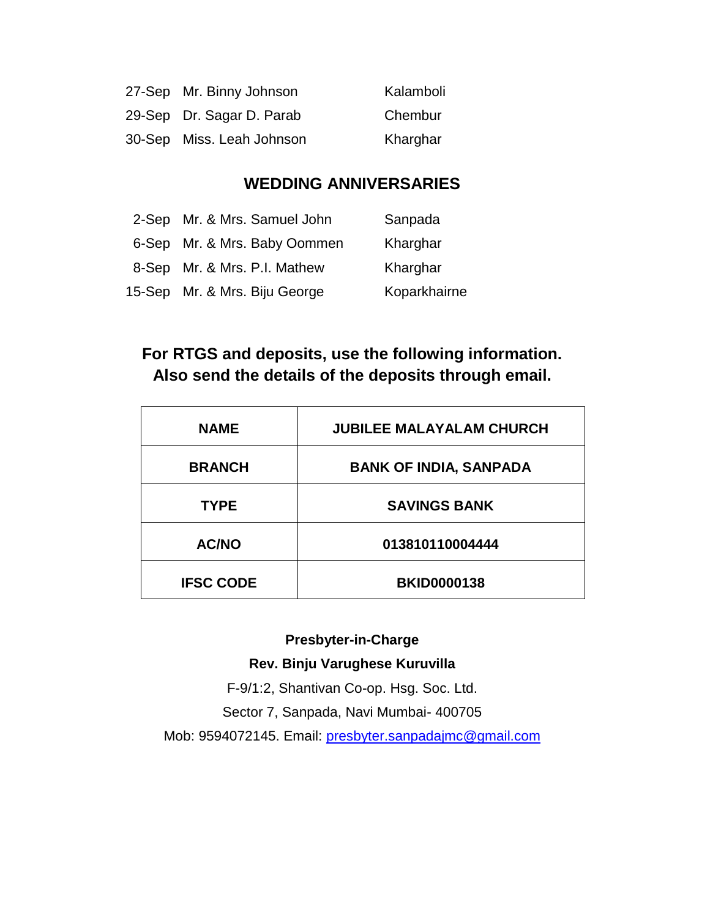| | | |
|---|---|---|
| 27-Sep | Mr. Binny Johnson | Kalamboli |
| 29-Sep | Dr. Sagar D. Parab | Chembur |
| 30-Sep | Miss. Leah Johnson | Kharghar |

## WEDDING ANNIVERSARIES

| | | |
|---|---|---|
| 2-Sep | Mr. & Mrs. Samuel John | Sanpada |
| 6-Sep | Mr. & Mrs. Baby Oommen | Kharghar |
| 8-Sep | Mr. & Mrs. P.I. Mathew | Kharghar |
| 15-Sep | Mr. & Mrs. Biju George | Koparkhairne |

**For RTGS and deposits, use the following information.**
**Also send the details of the deposits through email.**

| | |
|---|---|
| **NAME** | **JUBILEE MALAYALAM CHURCH** |
| **BRANCH** | **BANK OF INDIA, SANPADA** |
| **TYPE** | **SAVINGS BANK** |
| **AC/NO** | **013810110004444** |
| **IFSC CODE** | **BKID0000138** |

**Presbyter-in-Charge**

**Rev. Binju Varughese Kuruvilla**

F-9/1:2, Shantivan Co-op. Hsg. Soc. Ltd.

Sector 7, Sanpada, Navi Mumbai- 400705

Mob: 9594072145. Email: presbyter.sanpadajmc@gmail.com